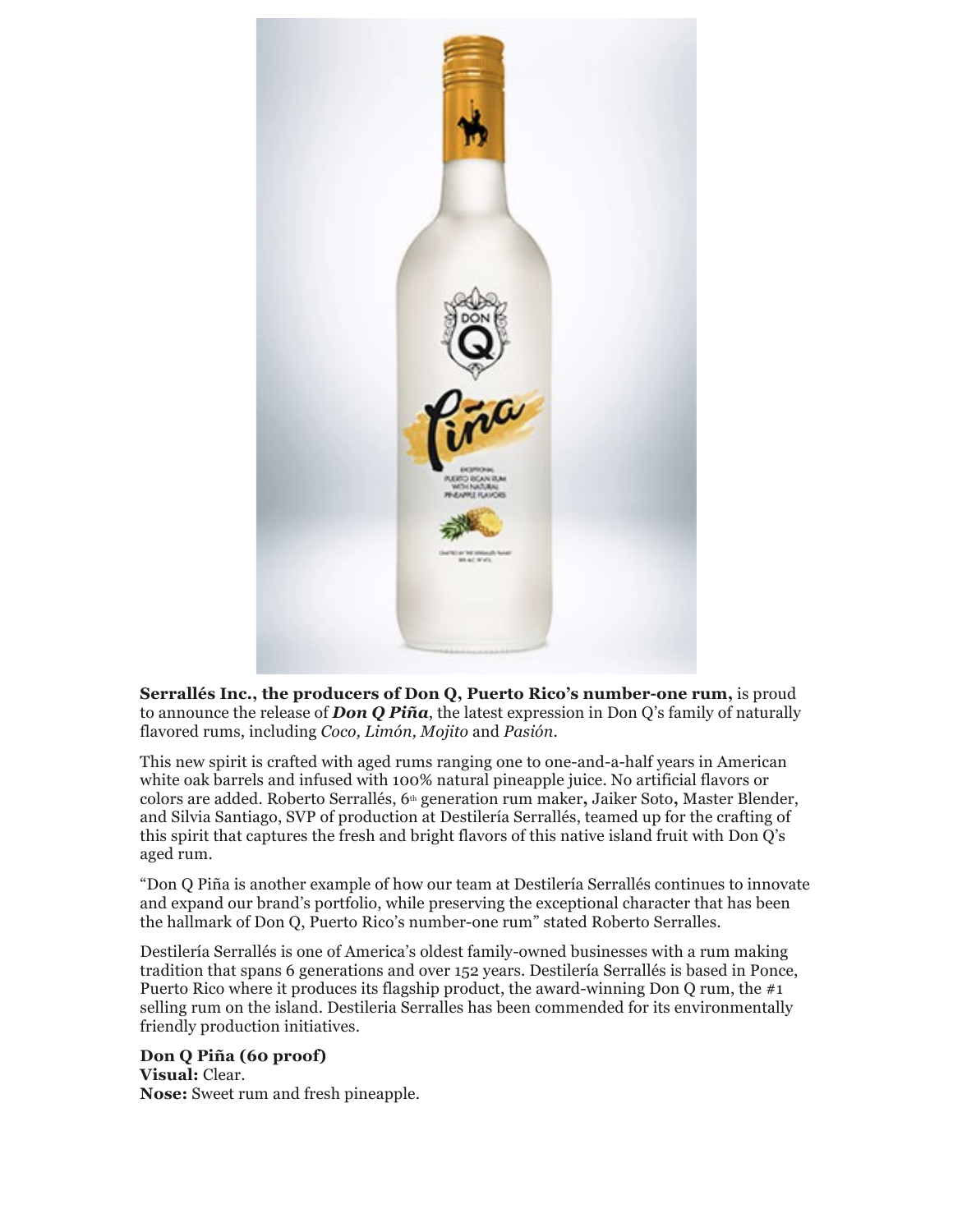**Serrallés Inc., the producers of Don Q, Puerto Rico's number-one rum,** is proud to announce the release of ***Don Q Piña***, the latest expression in Don Q's family of naturally flavored rums, including *Coco, Limón, Mojito* and *Pasión*.

This new spirit is crafted with aged rums ranging one to one-and-a-half years in American white oak barrels and infused with 100% natural pineapple juice. No artificial flavors or colors are added. Roberto Serrallés, 6th generation rum maker**,** Jaiker Soto**,** Master Blender, and Silvia Santiago, SVP of production at Destilería Serrallés, teamed up for the crafting of this spirit that captures the fresh and bright flavors of this native island fruit with Don Q's aged rum.

"Don Q Piña is another example of how our team at Destilería Serrallés continues to innovate and expand our brand's portfolio, while preserving the exceptional character that has been the hallmark of Don Q, Puerto Rico's number-one rum" stated Roberto Serralles.

Destilería Serrallés is one of America's oldest family-owned businesses with a rum making tradition that spans 6 generations and over 152 years. Destilería Serrallés is based in Ponce, Puerto Rico where it produces its flagship product, the award-winning Don Q rum, the #1 selling rum on the island. Destileria Serralles has been commended for its environmentally friendly production initiatives.

**Don Q Piña (60 proof)**
**Visual:** Clear.
**Nose:** Sweet rum and fresh pineapple.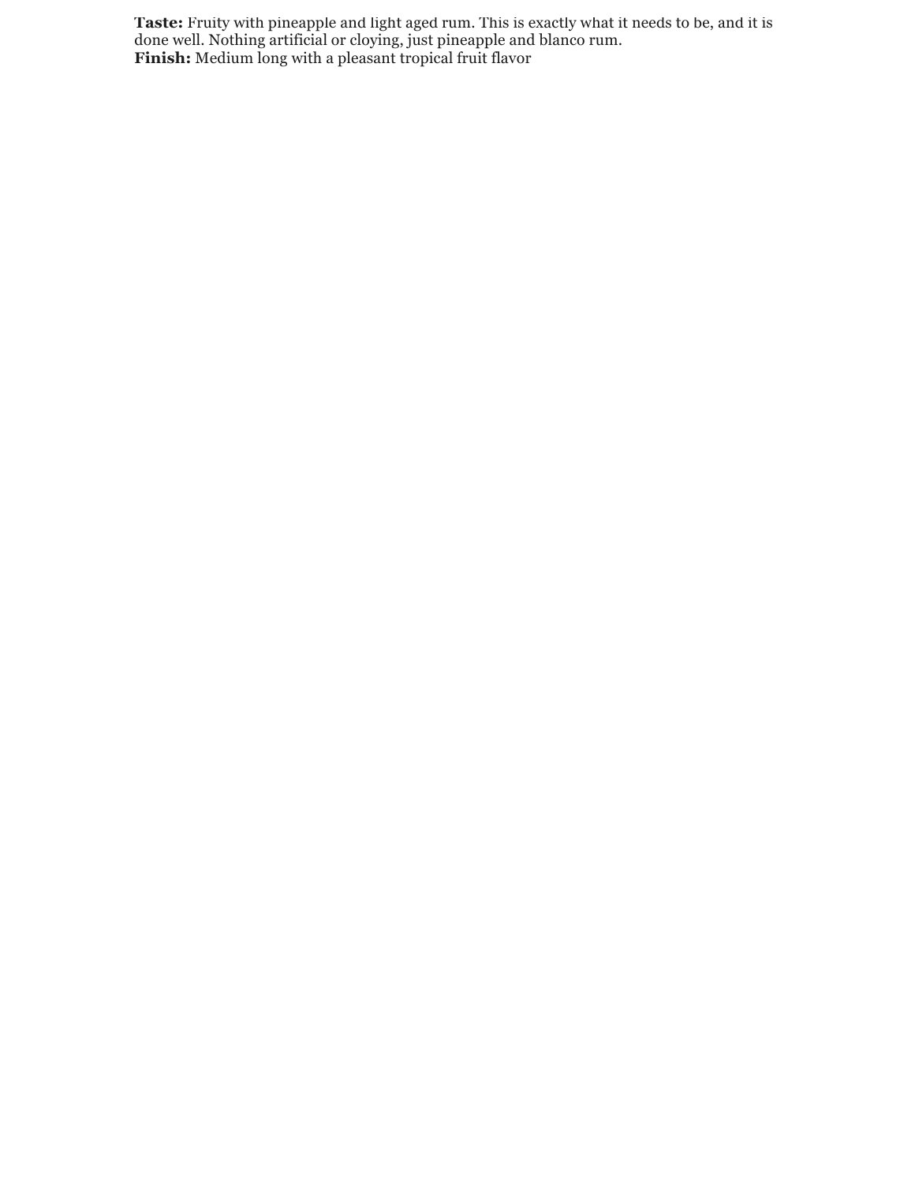**Taste:** Fruity with pineapple and light aged rum. This is exactly what it needs to be, and it is done well. Nothing artificial or cloying, just pineapple and blanco rum.
**Finish:** Medium long with a pleasant tropical fruit flavor